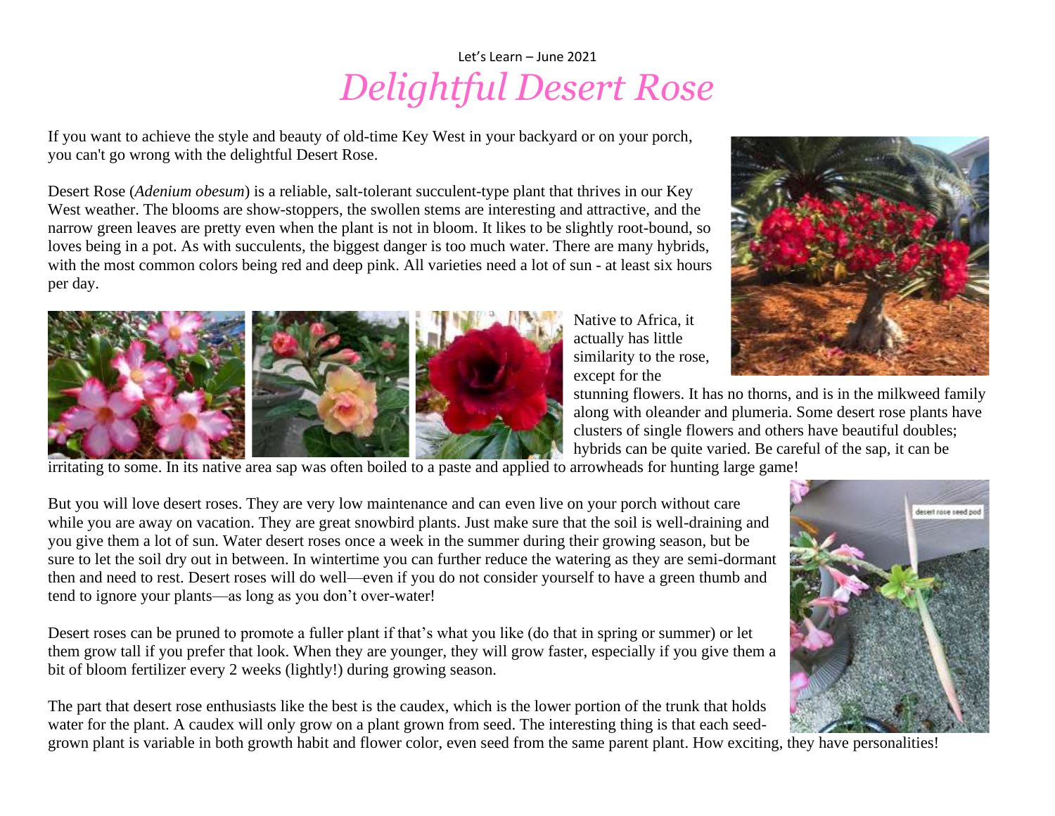Let's Learn – June 2021

# *Delightful Desert Rose*

If you want to achieve the style and beauty of old-time Key West in your backyard or on your porch, you can't go wrong with the delightful Desert Rose.

Desert Rose (*Adenium obesum*) is a reliable, salt-tolerant succulent-type plant that thrives in our Key West weather. The blooms are show-stoppers, the swollen stems are interesting and attractive, and the narrow green leaves are pretty even when the plant is not in bloom. It likes to be slightly root-bound, so loves being in a pot. As with succulents, the biggest danger is too much water. There are many hybrids, with the most common colors being red and deep pink. All varieties need a lot of sun - at least six hours per day.

Native to Africa, it actually has little similarity to the rose, except for the stunning flowers. It has no thorns, and is in the milkweed family along with oleander and plumeria. Some desert rose plants have clusters of single flowers and others have beautiful doubles; hybrids can be quite varied. Be careful of the sap, it can be irritating to some. In its native area sap was often boiled to a paste and applied to arrowheads for hunting large game!

But you will love desert roses. They are very low maintenance and can even live on your porch without care while you are away on vacation. They are great snowbird plants. Just make sure that the soil is well-draining and you give them a lot of sun. Water desert roses once a week in the summer during their growing season, but be sure to let the soil dry out in between. In wintertime you can further reduce the watering as they are semi-dormant then and need to rest. Desert roses will do well—even if you do not consider yourself to have a green thumb and tend to ignore your plants—as long as you don't over-water!

Desert roses can be pruned to promote a fuller plant if that's what you like (do that in spring or summer) or let them grow tall if you prefer that look. When they are younger, they will grow faster, especially if you give them a bit of bloom fertilizer every 2 weeks (lightly!) during growing season.

The part that desert rose enthusiasts like the best is the caudex, which is the lower portion of the trunk that holds water for the plant. A caudex will only grow on a plant grown from seed. The interesting thing is that each seed-grown plant is variable in both growth habit and flower color, even seed from the same parent plant. How exciting, they have personalities!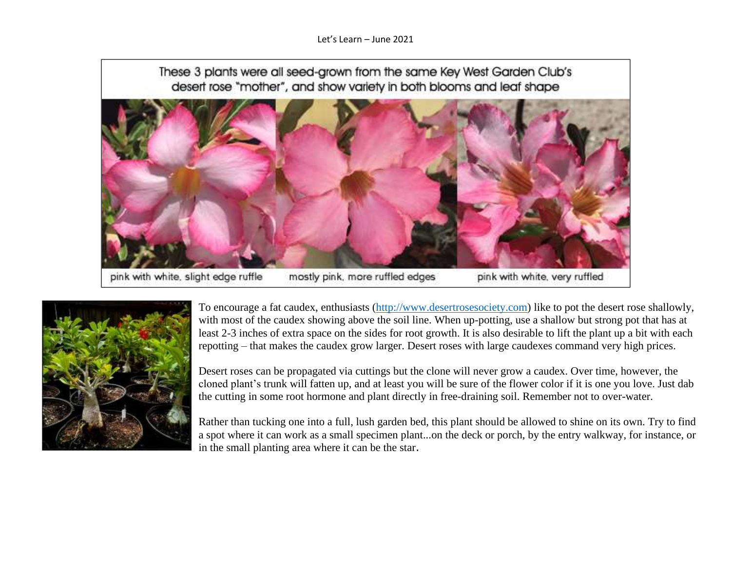These 3 plants were all seed-grown from the same Key West Garden Club's desert rose "mother", and show variety in both blooms and leaf shape

pink with white, slight edge ruffle

mostly pink, more ruffled edges

pink with white, very ruffled

To encourage a fat caudex, enthusiasts (http://www.desertrosesociety.com) like to pot the desert rose shallowly, with most of the caudex showing above the soil line. When up-potting, use a shallow but strong pot that has at least 2-3 inches of extra space on the sides for root growth. It is also desirable to lift the plant up a bit with each repotting – that makes the caudex grow larger. Desert roses with large caudexes command very high prices.

Desert roses can be propagated via cuttings but the clone will never grow a caudex. Over time, however, the cloned plant's trunk will fatten up, and at least you will be sure of the flower color if it is one you love. Just dab the cutting in some root hormone and plant directly in free-draining soil. Remember not to over-water.

Rather than tucking one into a full, lush garden bed, this plant should be allowed to shine on its own. Try to find a spot where it can work as a small specimen plant...on the deck or porch, by the entry walkway, for instance, or in the small planting area where it can be the star.